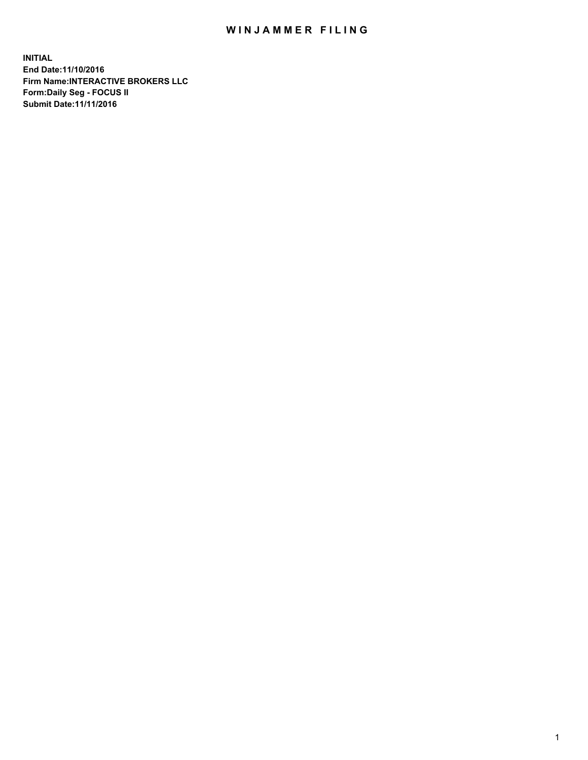# WINJAMMER FILING

**INITIAL**
**End Date:11/10/2016**
**Firm Name:INTERACTIVE BROKERS LLC**
**Form:Daily Seg - FOCUS II**
**Submit Date:11/11/2016**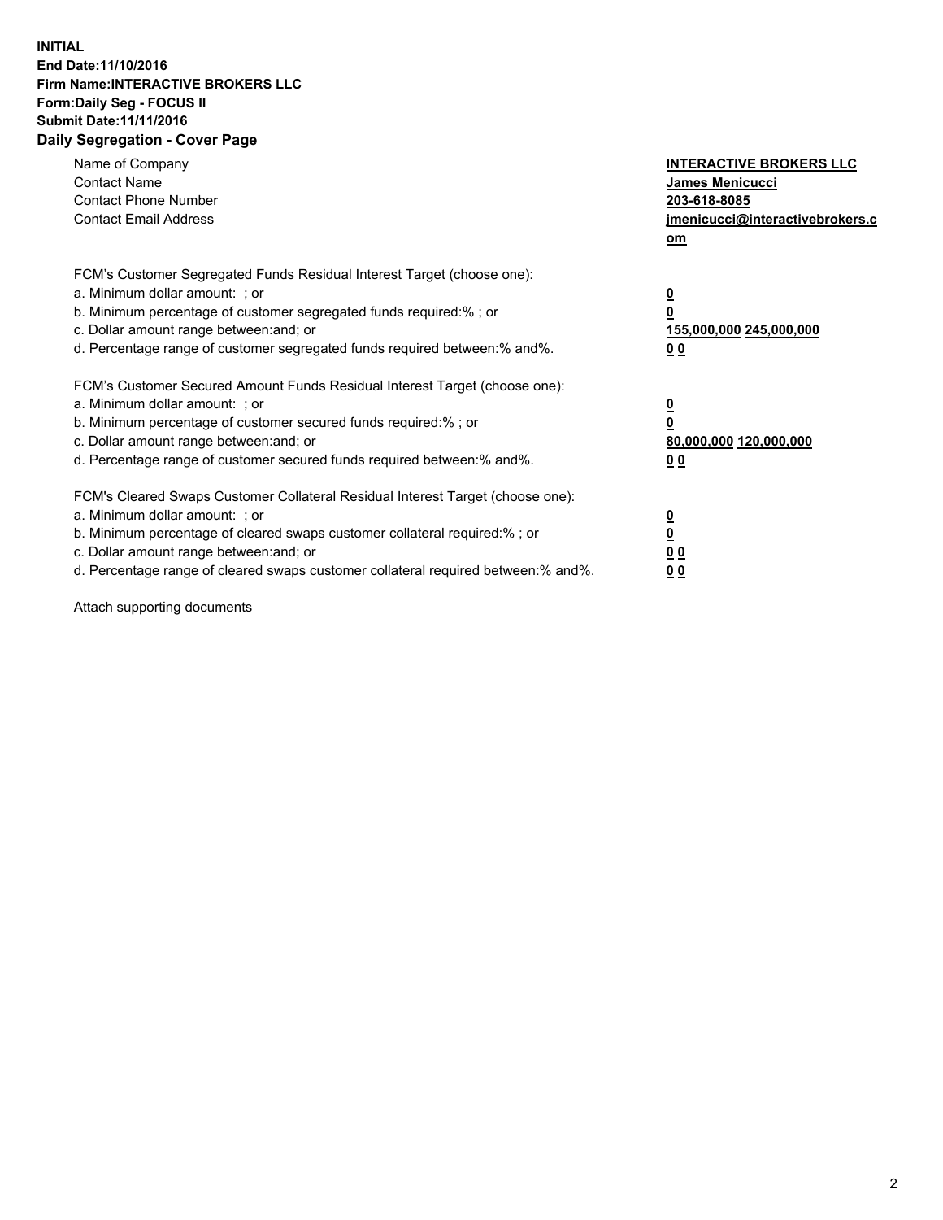**INITIAL**
**End Date:11/10/2016**
**Firm Name:INTERACTIVE BROKERS LLC**
**Form:Daily Seg - FOCUS II**
**Submit Date:11/11/2016**
**Daily Segregation - Cover Page**

| | |
|---|---|
| Name of Company | **INTERACTIVE BROKERS LLC** |
| Contact Name | **James Menicucci** |
| Contact Phone Number | **203-618-8085** |
| Contact Email Address | **jmenicucci@interactivebrokers.com** |

FCM's Customer Segregated Funds Residual Interest Target (choose one):

| | |
|---|---|
| a. Minimum dollar amount: ; or | **0** |
| b. Minimum percentage of customer segregated funds required:% ; or | **0** |
| c. Dollar amount range between:and; or | **155,000,000 245,000,000** |
| d. Percentage range of customer segregated funds required between:% and%. | **0 0** |

FCM's Customer Secured Amount Funds Residual Interest Target (choose one):

| | |
|---|---|
| a. Minimum dollar amount: ; or | **0** |
| b. Minimum percentage of customer secured funds required:% ; or | **0** |
| c. Dollar amount range between:and; or | **80,000,000 120,000,000** |
| d. Percentage range of customer secured funds required between:% and%. | **0 0** |

FCM's Cleared Swaps Customer Collateral Residual Interest Target (choose one):

| | |
|---|---|
| a. Minimum dollar amount: ; or | **0** |
| b. Minimum percentage of cleared swaps customer collateral required:% ; or | **0** |
| c. Dollar amount range between:and; or | **0 0** |
| d. Percentage range of cleared swaps customer collateral required between:% and%. | **0 0** |

Attach supporting documents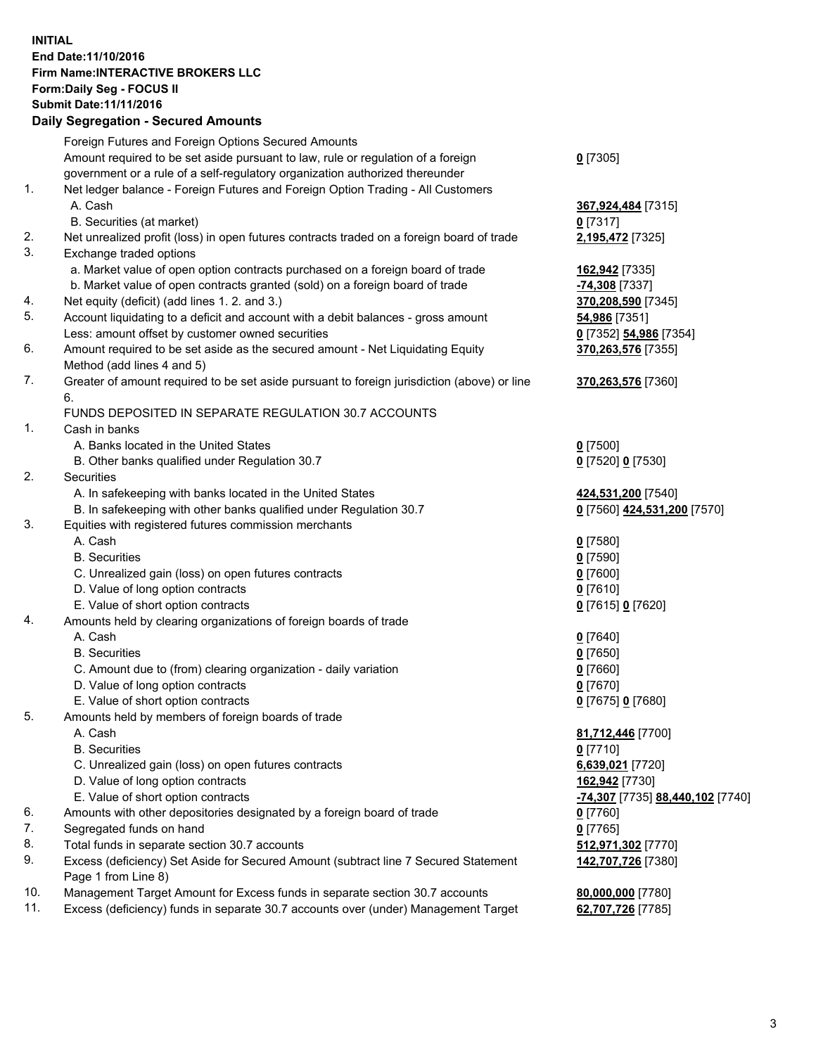**INITIAL**
**End Date:11/10/2016**
**Firm Name:INTERACTIVE BROKERS LLC**
**Form:Daily Seg - FOCUS II**
**Submit Date:11/11/2016**

## Daily Segregation - Secured Amounts

| | | |
|---|---|---|
| | Foreign Futures and Foreign Options Secured Amounts | |
| | Amount required to be set aside pursuant to law, rule or regulation of a foreign government or a rule of a self-regulatory organization authorized thereunder | **0** [7305] |
| 1. | Net ledger balance - Foreign Futures and Foreign Option Trading - All Customers | |
| | A. Cash | **367,924,484** [7315] |
| | B. Securities (at market) | **0** [7317] |
| 2. | Net unrealized profit (loss) in open futures contracts traded on a foreign board of trade | **2,195,472** [7325] |
| 3. | Exchange traded options | |
| | a. Market value of open option contracts purchased on a foreign board of trade | **162,942** [7335] |
| | b. Market value of open contracts granted (sold) on a foreign board of trade | **-74,308** [7337] |
| 4. | Net equity (deficit) (add lines 1. 2. and 3.) | **370,208,590** [7345] |
| 5. | Account liquidating to a deficit and account with a debit balances - gross amount | **54,986** [7351] |
| | Less: amount offset by customer owned securities | **0** [7352] **54,986** [7354] |
| 6. | Amount required to be set aside as the secured amount - Net Liquidating Equity Method (add lines 4 and 5) | **370,263,576** [7355] |
| 7. | Greater of amount required to be set aside pursuant to foreign jurisdiction (above) or line 6. | **370,263,576** [7360] |
| | FUNDS DEPOSITED IN SEPARATE REGULATION 30.7 ACCOUNTS | |
| 1. | Cash in banks | |
| | A. Banks located in the United States | **0** [7500] |
| | B. Other banks qualified under Regulation 30.7 | **0** [7520] **0** [7530] |
| 2. | Securities | |
| | A. In safekeeping with banks located in the United States | **424,531,200** [7540] |
| | B. In safekeeping with other banks qualified under Regulation 30.7 | **0** [7560] **424,531,200** [7570] |
| 3. | Equities with registered futures commission merchants | |
| | A. Cash | **0** [7580] |
| | B. Securities | **0** [7590] |
| | C. Unrealized gain (loss) on open futures contracts | **0** [7600] |
| | D. Value of long option contracts | **0** [7610] |
| | E. Value of short option contracts | **0** [7615] **0** [7620] |
| 4. | Amounts held by clearing organizations of foreign boards of trade | |
| | A. Cash | **0** [7640] |
| | B. Securities | **0** [7650] |
| | C. Amount due to (from) clearing organization - daily variation | **0** [7660] |
| | D. Value of long option contracts | **0** [7670] |
| | E. Value of short option contracts | **0** [7675] **0** [7680] |
| 5. | Amounts held by members of foreign boards of trade | |
| | A. Cash | **81,712,446** [7700] |
| | B. Securities | **0** [7710] |
| | C. Unrealized gain (loss) on open futures contracts | **6,639,021** [7720] |
| | D. Value of long option contracts | **162,942** [7730] |
| | E. Value of short option contracts | **-74,307** [7735] **88,440,102** [7740] |
| 6. | Amounts with other depositories designated by a foreign board of trade | **0** [7760] |
| 7. | Segregated funds on hand | **0** [7765] |
| 8. | Total funds in separate section 30.7 accounts | **512,971,302** [7770] |
| 9. | Excess (deficiency) Set Aside for Secured Amount (subtract line 7 Secured Statement Page 1 from Line 8) | **142,707,726** [7380] |
| 10. | Management Target Amount for Excess funds in separate section 30.7 accounts | **80,000,000** [7780] |
| 11. | Excess (deficiency) funds in separate 30.7 accounts over (under) Management Target | **62,707,726** [7785] |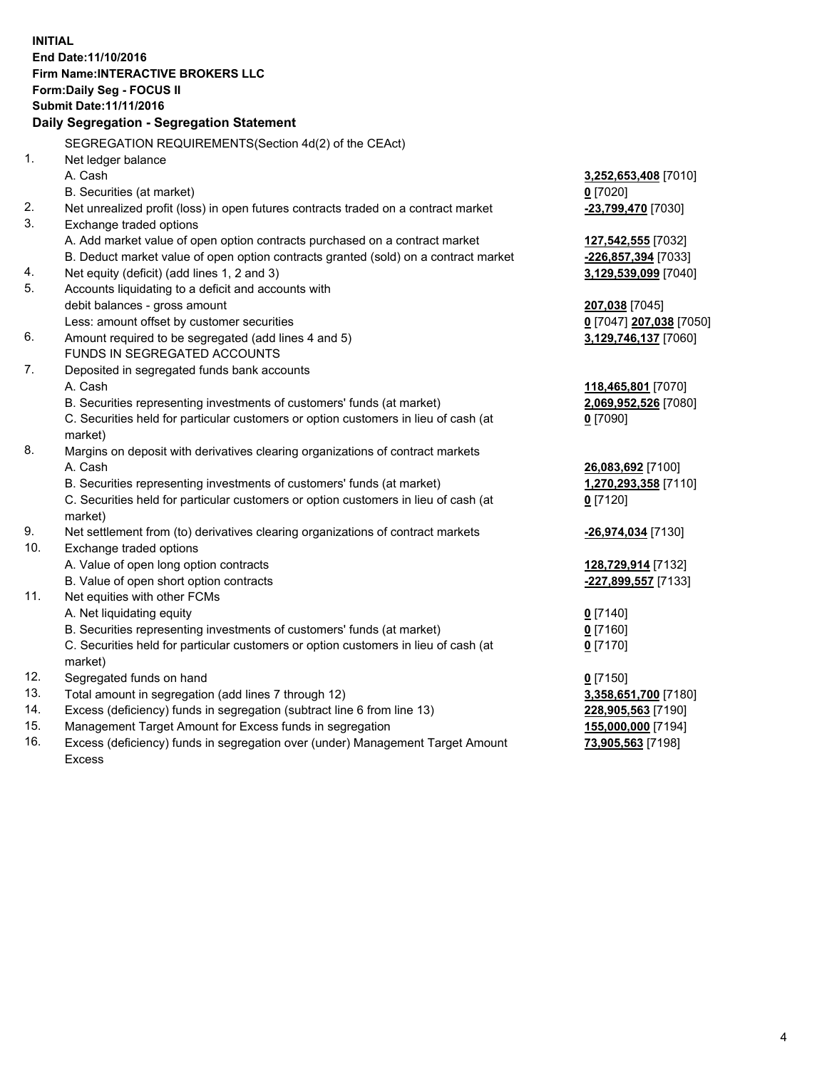**INITIAL**
**End Date:11/10/2016**
**Firm Name:INTERACTIVE BROKERS LLC**
**Form:Daily Seg - FOCUS II**
**Submit Date:11/11/2016**

## Daily Segregation - Segregation Statement

| | | |
|---|---|---|
| | SEGREGATION REQUIREMENTS(Section 4d(2) of the CEAct) | |
| 1. | Net ledger balance | |
| | A. Cash | **3,252,653,408** [7010] |
| | B. Securities (at market) | **0** [7020] |
| 2. | Net unrealized profit (loss) in open futures contracts traded on a contract market | **-23,799,470** [7030] |
| 3. | Exchange traded options | |
| | A. Add market value of open option contracts purchased on a contract market | **127,542,555** [7032] |
| | B. Deduct market value of open option contracts granted (sold) on a contract market | **-226,857,394** [7033] |
| 4. | Net equity (deficit) (add lines 1, 2 and 3) | **3,129,539,099** [7040] |
| 5. | Accounts liquidating to a deficit and accounts with debit balances - gross amount | **207,038** [7045] |
| | Less: amount offset by customer securities | **0** [7047] **207,038** [7050] |
| 6. | Amount required to be segregated (add lines 4 and 5) | **3,129,746,137** [7060] |
| | FUNDS IN SEGREGATED ACCOUNTS | |
| 7. | Deposited in segregated funds bank accounts | |
| | A. Cash | **118,465,801** [7070] |
| | B. Securities representing investments of customers' funds (at market) | **2,069,952,526** [7080] |
| | C. Securities held for particular customers or option customers in lieu of cash (at market) | **0** [7090] |
| 8. | Margins on deposit with derivatives clearing organizations of contract markets | |
| | A. Cash | **26,083,692** [7100] |
| | B. Securities representing investments of customers' funds (at market) | **1,270,293,358** [7110] |
| | C. Securities held for particular customers or option customers in lieu of cash (at market) | **0** [7120] |
| 9. | Net settlement from (to) derivatives clearing organizations of contract markets | **-26,974,034** [7130] |
| 10. | Exchange traded options | |
| | A. Value of open long option contracts | **128,729,914** [7132] |
| | B. Value of open short option contracts | **-227,899,557** [7133] |
| 11. | Net equities with other FCMs | |
| | A. Net liquidating equity | **0** [7140] |
| | B. Securities representing investments of customers' funds (at market) | **0** [7160] |
| | C. Securities held for particular customers or option customers in lieu of cash (at market) | **0** [7170] |
| 12. | Segregated funds on hand | **0** [7150] |
| 13. | Total amount in segregation (add lines 7 through 12) | **3,358,651,700** [7180] |
| 14. | Excess (deficiency) funds in segregation (subtract line 6 from line 13) | **228,905,563** [7190] |
| 15. | Management Target Amount for Excess funds in segregation | **155,000,000** [7194] |
| 16. | Excess (deficiency) funds in segregation over (under) Management Target Amount Excess | **73,905,563** [7198] |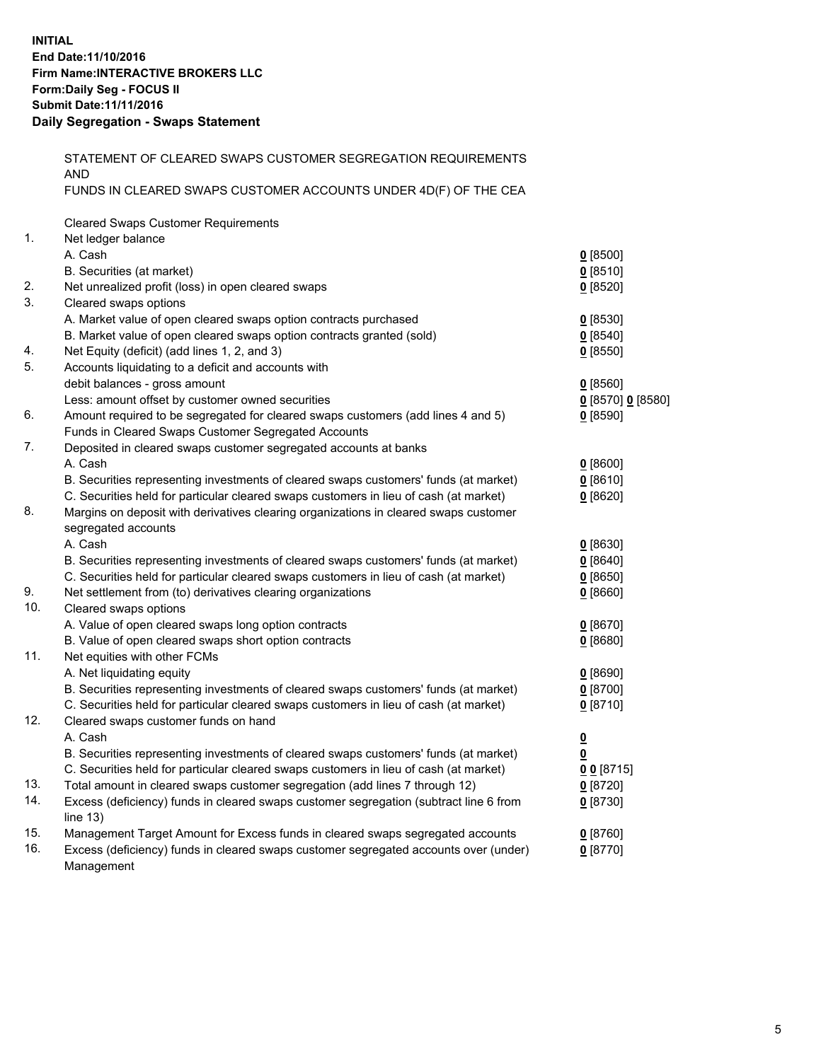**INITIAL**
**End Date:11/10/2016**
**Firm Name:INTERACTIVE BROKERS LLC**
**Form:Daily Seg - FOCUS II**
**Submit Date:11/11/2016**
**Daily Segregation - Swaps Statement**

STATEMENT OF CLEARED SWAPS CUSTOMER SEGREGATION REQUIREMENTS AND FUNDS IN CLEARED SWAPS CUSTOMER ACCOUNTS UNDER 4D(F) OF THE CEA

| | | |
|---|---|---|
| | Cleared Swaps Customer Requirements | |
| 1. | Net ledger balance | |
| | A. Cash | 0 [8500] |
| | B. Securities (at market) | 0 [8510] |
| 2. | Net unrealized profit (loss) in open cleared swaps | 0 [8520] |
| 3. | Cleared swaps options | |
| | A. Market value of open cleared swaps option contracts purchased | 0 [8530] |
| | B. Market value of open cleared swaps option contracts granted (sold) | 0 [8540] |
| 4. | Net Equity (deficit) (add lines 1, 2, and 3) | 0 [8550] |
| 5. | Accounts liquidating to a deficit and accounts with debit balances - gross amount | 0 [8560] |
| | Less: amount offset by customer owned securities | 0 [8570] 0 [8580] |
| 6. | Amount required to be segregated for cleared swaps customers (add lines 4 and 5) | 0 [8590] |
| | Funds in Cleared Swaps Customer Segregated Accounts | |
| 7. | Deposited in cleared swaps customer segregated accounts at banks | |
| | A. Cash | 0 [8600] |
| | B. Securities representing investments of cleared swaps customers' funds (at market) | 0 [8610] |
| | C. Securities held for particular cleared swaps customers in lieu of cash (at market) | 0 [8620] |
| 8. | Margins on deposit with derivatives clearing organizations in cleared swaps customer segregated accounts | |
| | A. Cash | 0 [8630] |
| | B. Securities representing investments of cleared swaps customers' funds (at market) | 0 [8640] |
| | C. Securities held for particular cleared swaps customers in lieu of cash (at market) | 0 [8650] |
| 9. | Net settlement from (to) derivatives clearing organizations | 0 [8660] |
| 10. | Cleared swaps options | |
| | A. Value of open cleared swaps long option contracts | 0 [8670] |
| | B. Value of open cleared swaps short option contracts | 0 [8680] |
| 11. | Net equities with other FCMs | |
| | A. Net liquidating equity | 0 [8690] |
| | B. Securities representing investments of cleared swaps customers' funds (at market) | 0 [8700] |
| | C. Securities held for particular cleared swaps customers in lieu of cash (at market) | 0 [8710] |
| 12. | Cleared swaps customer funds on hand | |
| | A. Cash | 0 |
| | B. Securities representing investments of cleared swaps customers' funds (at market) | 0 |
| | C. Securities held for particular cleared swaps customers in lieu of cash (at market) | 0 0 [8715] |
| 13. | Total amount in cleared swaps customer segregation (add lines 7 through 12) | 0 [8720] |
| 14. | Excess (deficiency) funds in cleared swaps customer segregation (subtract line 6 from line 13) | 0 [8730] |
| 15. | Management Target Amount for Excess funds in cleared swaps segregated accounts | 0 [8760] |
| 16. | Excess (deficiency) funds in cleared swaps customer segregated accounts over (under) Management | 0 [8770] |